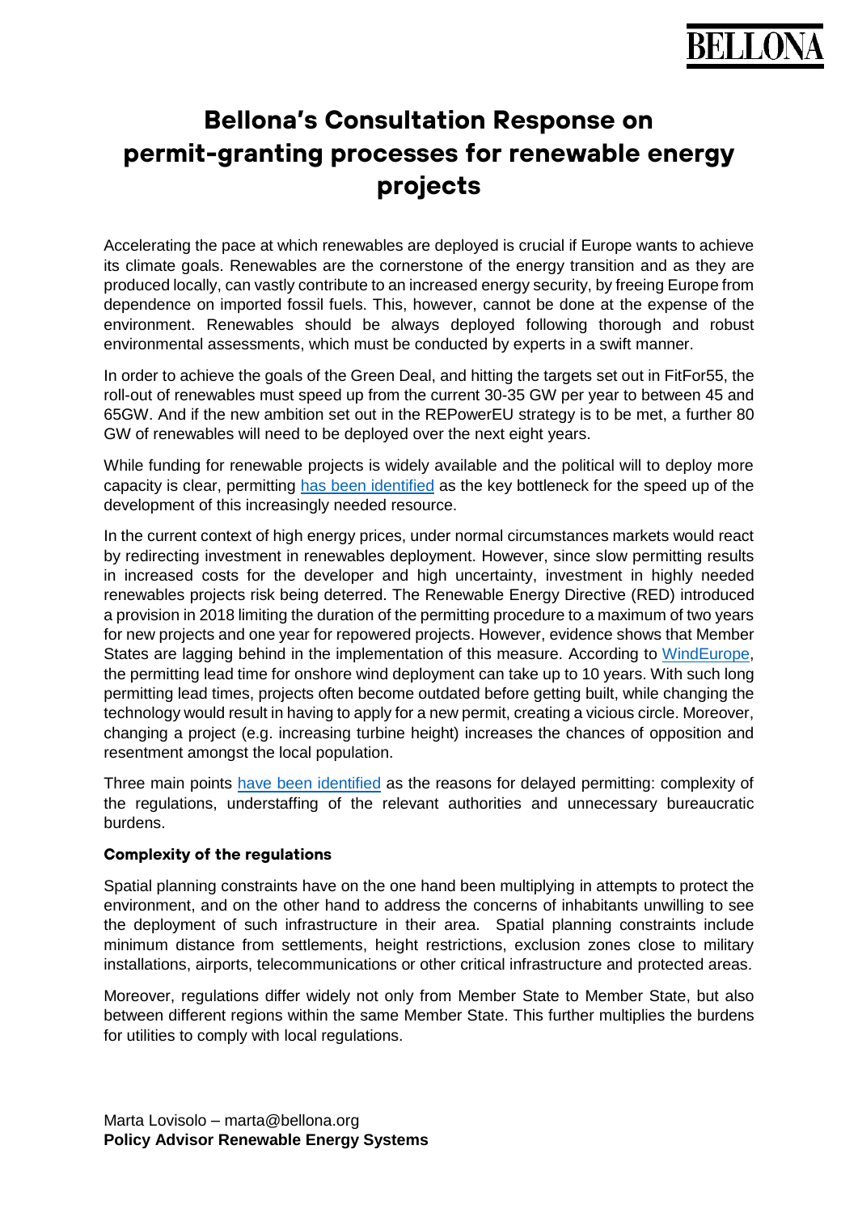# Bellona's Consultation Response on permit-granting processes for renewable energy projects

Accelerating the pace at which renewables are deployed is crucial if Europe wants to achieve its climate goals. Renewables are the cornerstone of the energy transition and as they are produced locally, can vastly contribute to an increased energy security, by freeing Europe from dependence on imported fossil fuels. This, however, cannot be done at the expense of the environment. Renewables should be always deployed following thorough and robust environmental assessments, which must be conducted by experts in a swift manner.

In order to achieve the goals of the Green Deal, and hitting the targets set out in FitFor55, the roll-out of renewables must speed up from the current 30-35 GW per year to between 45 and 65GW. And if the new ambition set out in the REPowerEU strategy is to be met, a further 80 GW of renewables will need to be deployed over the next eight years.

While funding for renewable projects is widely available and the political will to deploy more capacity is clear, permitting has been identified as the key bottleneck for the speed up of the development of this increasingly needed resource.

In the current context of high energy prices, under normal circumstances markets would react by redirecting investment in renewables deployment. However, since slow permitting results in increased costs for the developer and high uncertainty, investment in highly needed renewables projects risk being deterred. The Renewable Energy Directive (RED) introduced a provision in 2018 limiting the duration of the permitting procedure to a maximum of two years for new projects and one year for repowered projects. However, evidence shows that Member States are lagging behind in the implementation of this measure. According to WindEurope, the permitting lead time for onshore wind deployment can take up to 10 years. With such long permitting lead times, projects often become outdated before getting built, while changing the technology would result in having to apply for a new permit, creating a vicious circle. Moreover, changing a project (e.g. increasing turbine height) increases the chances of opposition and resentment amongst the local population.

Three main points have been identified as the reasons for delayed permitting: complexity of the regulations, understaffing of the relevant authorities and unnecessary bureaucratic burdens.

**Complexity of the regulations**

Spatial planning constraints have on the one hand been multiplying in attempts to protect the environment, and on the other hand to address the concerns of inhabitants unwilling to see the deployment of such infrastructure in their area. Spatial planning constraints include minimum distance from settlements, height restrictions, exclusion zones close to military installations, airports, telecommunications or other critical infrastructure and protected areas.

Moreover, regulations differ widely not only from Member State to Member State, but also between different regions within the same Member State. This further multiplies the burdens for utilities to comply with local regulations.

Marta Lovisolo – marta@bellona.org
**Policy Advisor Renewable Energy Systems**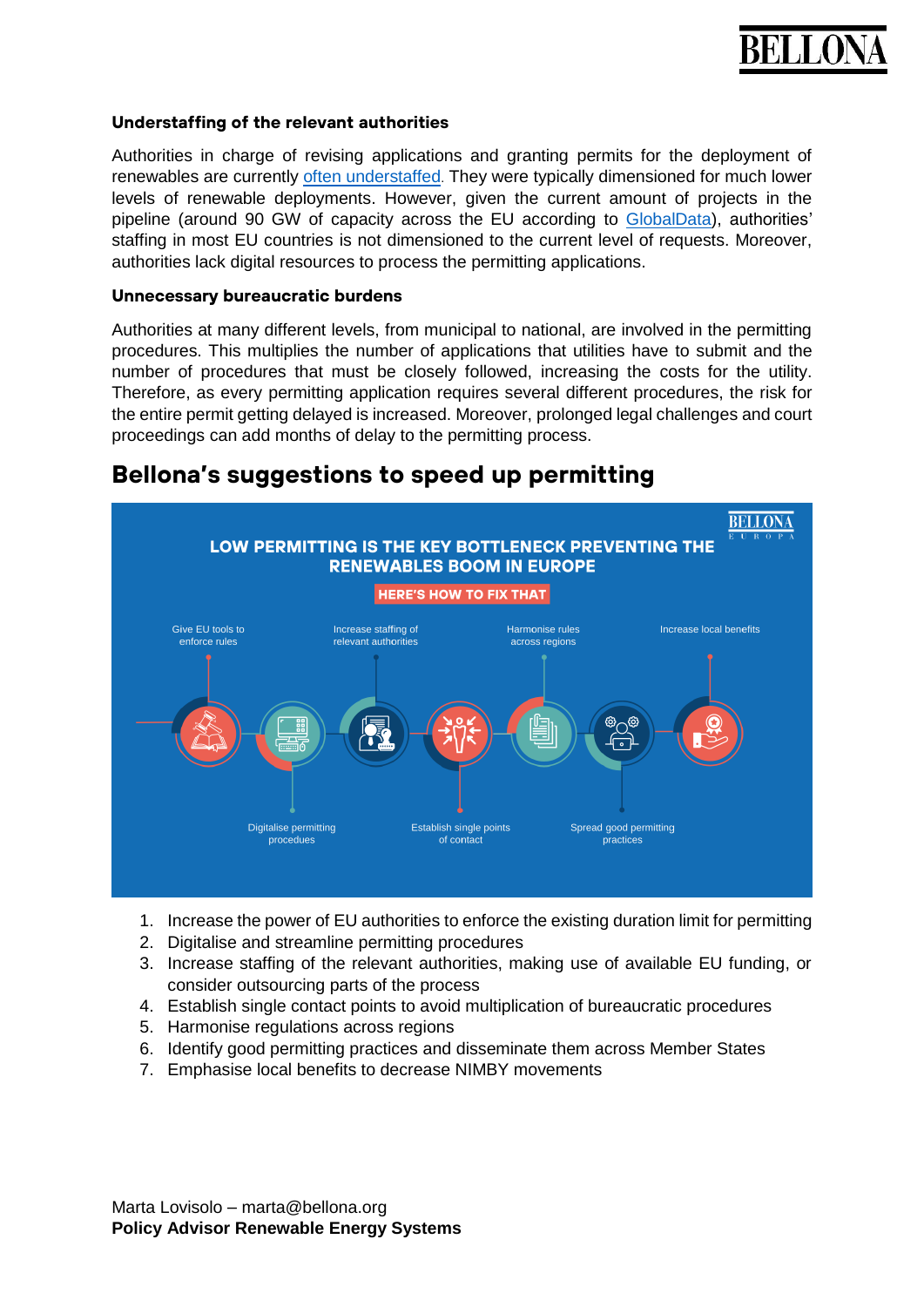**Understaffing of the relevant authorities**

Authorities in charge of revising applications and granting permits for the deployment of renewables are currently often understaffed. They were typically dimensioned for much lower levels of renewable deployments. However, given the current amount of projects in the pipeline (around 90 GW of capacity across the EU according to GlobalData), authorities' staffing in most EU countries is not dimensioned to the current level of requests. Moreover, authorities lack digital resources to process the permitting applications.

**Unnecessary bureaucratic burdens**

Authorities at many different levels, from municipal to national, are involved in the permitting procedures. This multiplies the number of applications that utilities have to submit and the number of procedures that must be closely followed, increasing the costs for the utility. Therefore, as every permitting application requires several different procedures, the risk for the entire permit getting delayed is increased. Moreover, prolonged legal challenges and court proceedings can add months of delay to the permitting process.

## Bellona's suggestions to speed up permitting

BELLONA EUROPA

LOW PERMITTING IS THE KEY BOTTLENECK PREVENTING THE RENEWABLES BOOM IN EUROPE

HERE'S HOW TO FIX THAT

Give EU tools to enforce rules

Increase staffing of relevant authorities

Harmonise rules across regions

Increase local benefits

Digitalise permitting procedues

Establish single points of contact

Spread good permitting practices

1. Increase the power of EU authorities to enforce the existing duration limit for permitting
2. Digitalise and streamline permitting procedures
3. Increase staffing of the relevant authorities, making use of available EU funding, or consider outsourcing parts of the process
4. Establish single contact points to avoid multiplication of bureaucratic procedures
5. Harmonise regulations across regions
6. Identify good permitting practices and disseminate them across Member States
7. Emphasise local benefits to decrease NIMBY movements

Marta Lovisolo – marta@bellona.org
**Policy Advisor Renewable Energy Systems**